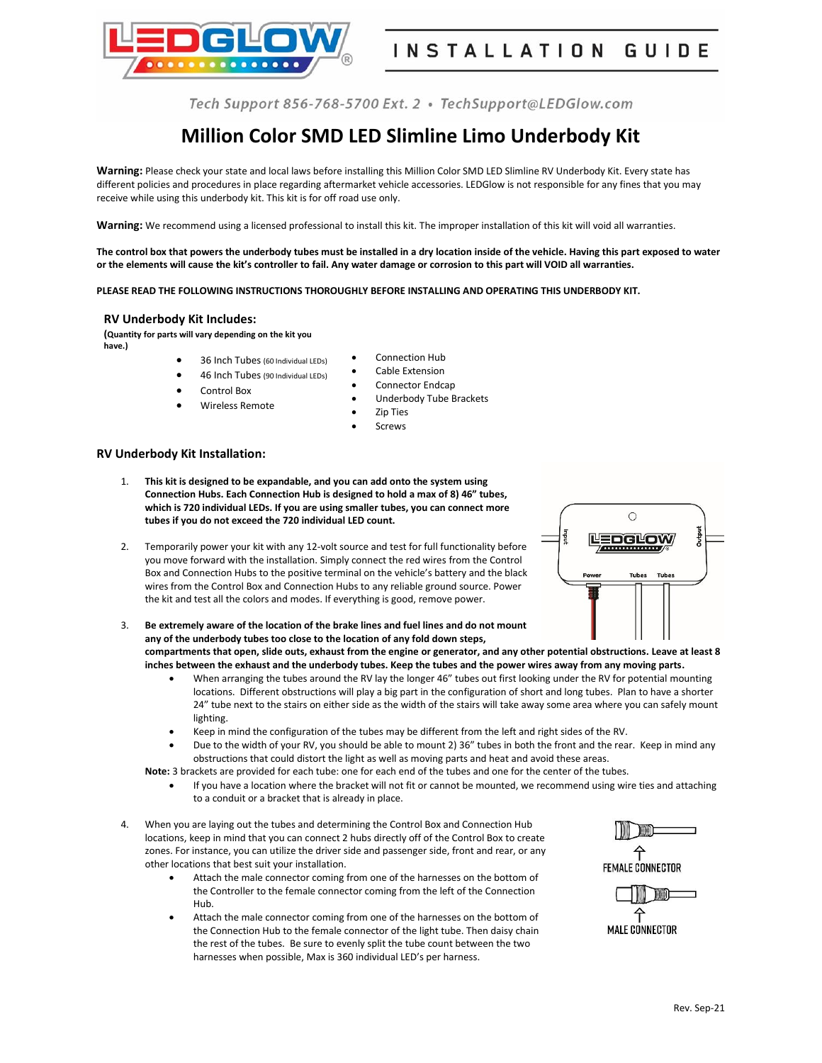# INSTALLATION GUIDE

Tech Support 856-768-5700 Ext. 2 • TechSupport@LEDGlow.com

# Million Color SMD LED Slimline Limo Underbody Kit

**Warning:** Please check your state and local laws before installing this Million Color SMD LED Slimline RV Underbody Kit. Every state has different policies and procedures in place regarding aftermarket vehicle accessories. LEDGlow is not responsible for any fines that you may receive while using this underbody kit. This kit is for off road use only.

**Warning:** We recommend using a licensed professional to install this kit. The improper installation of this kit will void all warranties.

**The control box that powers the underbody tubes must be installed in a dry location inside of the vehicle. Having this part exposed to water or the elements will cause the kit's controller to fail. Any water damage or corrosion to this part will VOID all warranties.**

**PLEASE READ THE FOLLOWING INSTRUCTIONS THOROUGHLY BEFORE INSTALLING AND OPERATING THIS UNDERBODY KIT.**

## RV Underbody Kit Includes:

**(Quantity for parts will vary depending on the kit you have.)**

- 36 Inch Tubes (60 Individual LEDs)
- 46 Inch Tubes (90 Individual LEDs)
- Control Box
- Wireless Remote
- Connection Hub
- Cable Extension
- Connector Endcap
- Underbody Tube Brackets
- Zip Ties
- Screws

## RV Underbody Kit Installation:

1. **This kit is designed to be expandable, and you can add onto the system using Connection Hubs. Each Connection Hub is designed to hold a max of 8) 46" tubes, which is 720 individual LEDs. If you are using smaller tubes, you can connect more tubes if you do not exceed the 720 individual LED count.**

2. Temporarily power your kit with any 12-volt source and test for full functionality before you move forward with the installation. Simply connect the red wires from the Control Box and Connection Hubs to the positive terminal on the vehicle's battery and the black wires from the Control Box and Connection Hubs to any reliable ground source. Power the kit and test all the colors and modes. If everything is good, remove power.

3. **Be extremely aware of the location of the brake lines and fuel lines and do not mount any of the underbody tubes too close to the location of any fold down steps, compartments that open, slide outs, exhaust from the engine or generator, and any other potential obstructions. Leave at least 8 inches between the exhaust and the underbody tubes. Keep the tubes and the power wires away from any moving parts.**
   - When arranging the tubes around the RV lay the longer 46" tubes out first looking under the RV for potential mounting locations. Different obstructions will play a big part in the configuration of short and long tubes. Plan to have a shorter 24" tube next to the stairs on either side as the width of the stairs will take away some area where you can safely mount lighting.
   - Keep in mind the configuration of the tubes may be different from the left and right sides of the RV.
   - Due to the width of your RV, you should be able to mount 2) 36" tubes in both the front and the rear. Keep in mind any obstructions that could distort the light as well as moving parts and heat and avoid these areas.

   **Note:** 3 brackets are provided for each tube: one for each end of the tubes and one for the center of the tubes.
   - If you have a location where the bracket will not fit or cannot be mounted, we recommend using wire ties and attaching to a conduit or a bracket that is already in place.

4. When you are laying out the tubes and determining the Control Box and Connection Hub locations, keep in mind that you can connect 2 hubs directly off of the Control Box to create zones. For instance, you can utilize the driver side and passenger side, front and rear, or any other locations that best suit your installation.
   - Attach the male connector coming from one of the harnesses on the bottom of the Controller to the female connector coming from the left of the Connection Hub.
   - Attach the male connector coming from one of the harnesses on the bottom of the Connection Hub to the female connector of the light tube. Then daisy chain the rest of the tubes. Be sure to evenly split the tube count between the two harnesses when possible, Max is 360 individual LED's per harness.

FEMALE CONNECTOR

MALE CONNECTOR

Rev. Sep-21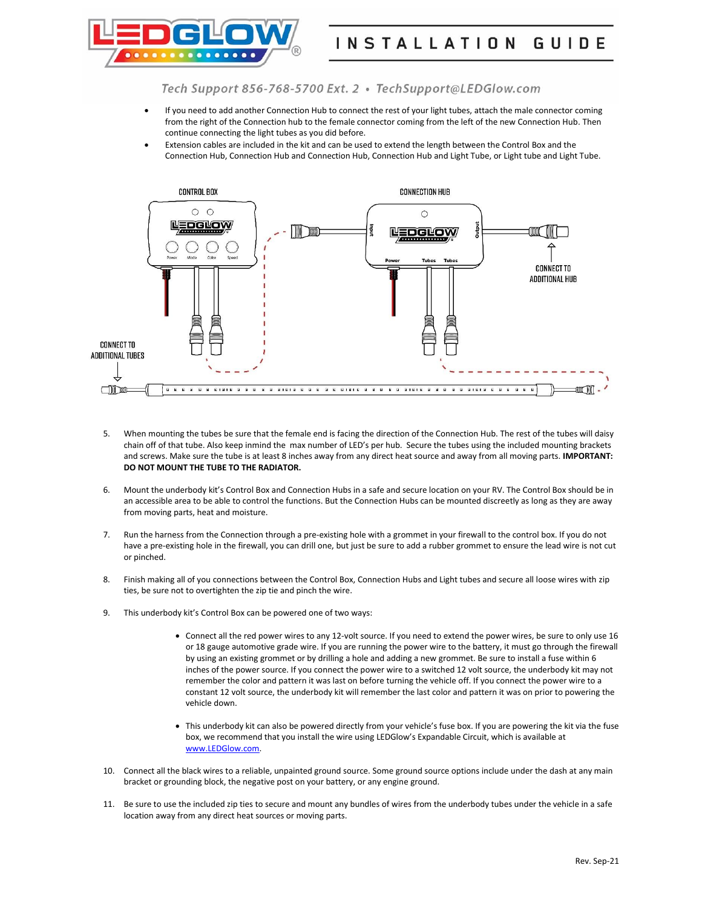- If you need to add another Connection Hub to connect the rest of your light tubes, attach the male connector coming from the right of the Connection hub to the female connector coming from the left of the new Connection Hub. Then continue connecting the light tubes as you did before.
- Extension cables are included in the kit and can be used to extend the length between the Control Box and the Connection Hub, Connection Hub and Connection Hub, Connection Hub and Light Tube, or Light tube and Light Tube.

CONTROL BOX

CONNECTION HUB

CONNECT TO ADDITIONAL HUB

CONNECT TO ADDITIONAL TUBES

5. When mounting the tubes be sure that the female end is facing the direction of the Connection Hub. The rest of the tubes will daisy chain off of that tube. Also keep inmind the max number of LED's per hub. Secure the tubes using the included mounting brackets and screws. Make sure the tube is at least 8 inches away from any direct heat source and away from all moving parts. **IMPORTANT: DO NOT MOUNT THE TUBE TO THE RADIATOR.**

6. Mount the underbody kit's Control Box and Connection Hubs in a safe and secure location on your RV. The Control Box should be in an accessible area to be able to control the functions. But the Connection Hubs can be mounted discreetly as long as they are away from moving parts, heat and moisture.

7. Run the harness from the Connection through a pre-existing hole with a grommet in your firewall to the control box. If you do not have a pre-existing hole in the firewall, you can drill one, but just be sure to add a rubber grommet to ensure the lead wire is not cut or pinched.

8. Finish making all of you connections between the Control Box, Connection Hubs and Light tubes and secure all loose wires with zip ties, be sure not to overtighten the zip tie and pinch the wire.

9. This underbody kit's Control Box can be powered one of two ways:

   - Connect all the red power wires to any 12-volt source. If you need to extend the power wires, be sure to only use 16 or 18 gauge automotive grade wire. If you are running the power wire to the battery, it must go through the firewall by using an existing grommet or by drilling a hole and adding a new grommet. Be sure to install a fuse within 6 inches of the power source. If you connect the power wire to a switched 12 volt source, the underbody kit may not remember the color and pattern it was last on before turning the vehicle off. If you connect the power wire to a constant 12 volt source, the underbody kit will remember the last color and pattern it was on prior to powering the vehicle down.

   - This underbody kit can also be powered directly from your vehicle's fuse box. If you are powering the kit via the fuse box, we recommend that you install the wire using LEDGlow's Expandable Circuit, which is available at www.LEDGlow.com.

10. Connect all the black wires to a reliable, unpainted ground source. Some ground source options include under the dash at any main bracket or grounding block, the negative post on your battery, or any engine ground.

11. Be sure to use the included zip ties to secure and mount any bundles of wires from the underbody tubes under the vehicle in a safe location away from any direct heat sources or moving parts.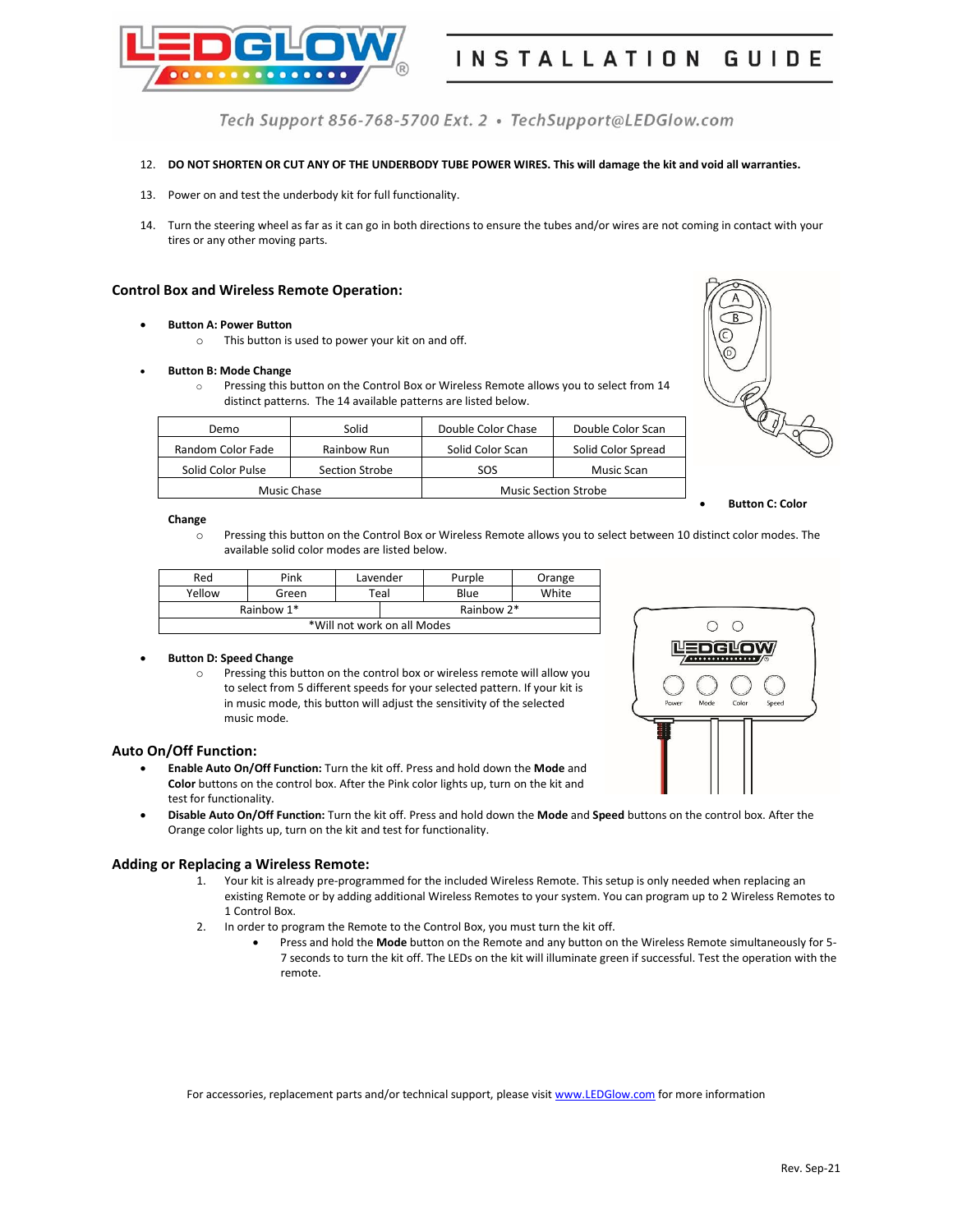12. **DO NOT SHORTEN OR CUT ANY OF THE UNDERBODY TUBE POWER WIRES. This will damage the kit and void all warranties.**
13. Power on and test the underbody kit for full functionality.
14. Turn the steering wheel as far as it can go in both directions to ensure the tubes and/or wires are not coming in contact with your tires or any other moving parts.

## Control Box and Wireless Remote Operation:

- **Button A: Power Button**
  - This button is used to power your kit on and off.
- **Button B: Mode Change**
  - Pressing this button on the Control Box or Wireless Remote allows you to select from 14 distinct patterns. The 14 available patterns are listed below.

| Demo | Solid | Double Color Chase | Double Color Scan |
|---|---|---|---|
| Random Color Fade | Rainbow Run | Solid Color Scan | Solid Color Spread |
| Solid Color Pulse | Section Strobe | SOS | Music Scan |
| Music Chase | | Music Section Strobe | |

- **Button C: Color Change**
  - Pressing this button on the Control Box or Wireless Remote allows you to select between 10 distinct color modes. The available solid color modes are listed below.

| Red | Pink | Lavender | Purple | Orange |
|---|---|---|---|---|
| Yellow | Green | Teal | Blue | White |
| Rainbow 1* | | Rainbow 2* | | |
| *Will not work on all Modes | | | | |

- **Button D: Speed Change**
  - Pressing this button on the control box or wireless remote will allow you to select from 5 different speeds for your selected pattern. If your kit is in music mode, this button will adjust the sensitivity of the selected music mode.

## Auto On/Off Function:

- **Enable Auto On/Off Function:** Turn the kit off. Press and hold down the **Mode** and **Color** buttons on the control box. After the Pink color lights up, turn on the kit and test for functionality.
- **Disable Auto On/Off Function:** Turn the kit off. Press and hold down the **Mode** and **Speed** buttons on the control box. After the Orange color lights up, turn on the kit and test for functionality.

## Adding or Replacing a Wireless Remote:

1. Your kit is already pre-programmed for the included Wireless Remote. This setup is only needed when replacing an existing Remote or by adding additional Wireless Remotes to your system. You can program up to 2 Wireless Remotes to 1 Control Box.
2. In order to program the Remote to the Control Box, you must turn the kit off.
   - Press and hold the **Mode** button on the Remote and any button on the Wireless Remote simultaneously for 5-7 seconds to turn the kit off. The LEDs on the kit will illuminate green if successful. Test the operation with the remote.

For accessories, replacement parts and/or technical support, please visit www.LEDGlow.com for more information

Rev. Sep-21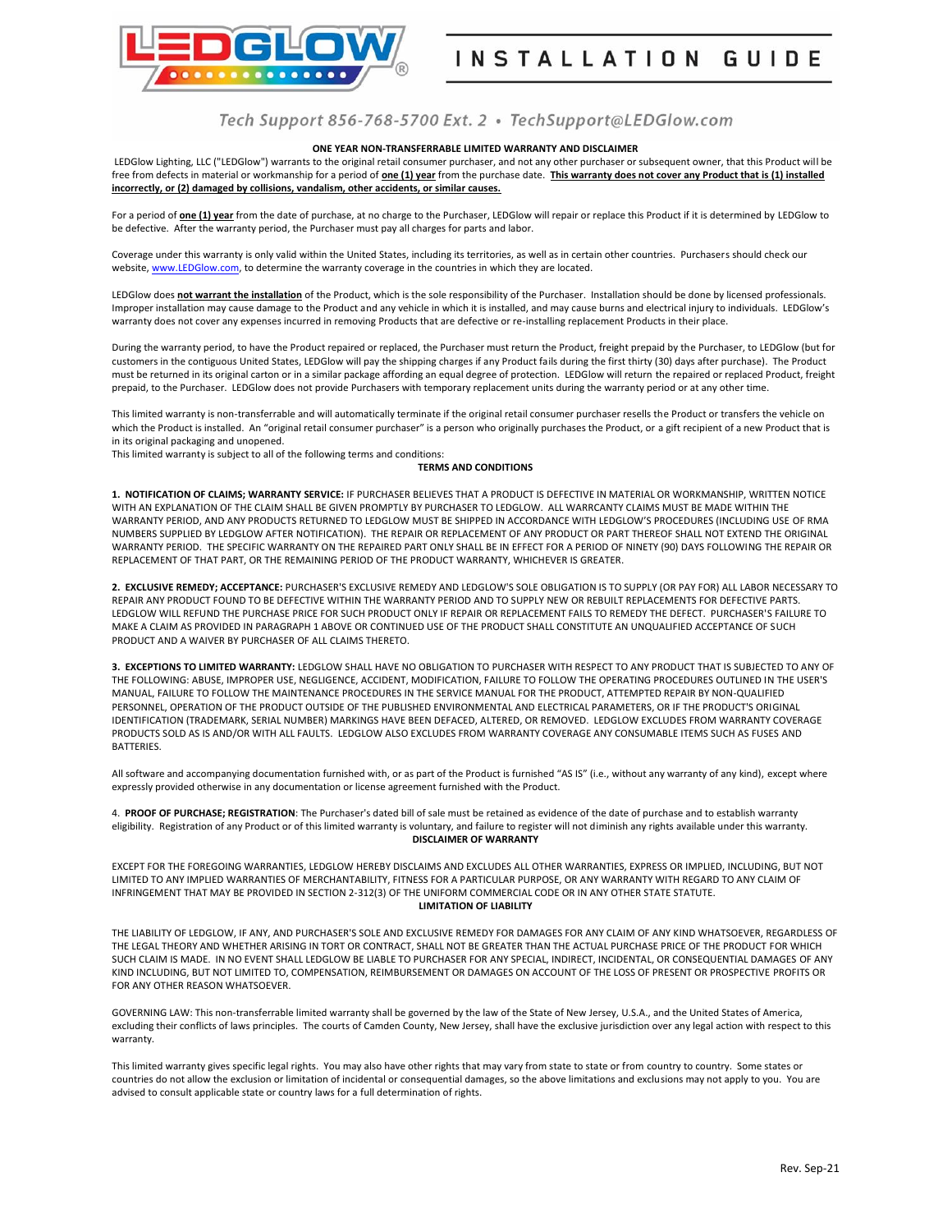# INSTALLATION GUIDE

*Tech Support 856-768-5700 Ext. 2 • TechSupport@LEDGlow.com*

**ONE YEAR NON-TRANSFERRABLE LIMITED WARRANTY AND DISCLAIMER**

LEDGlow Lighting, LLC ("LEDGlow") warrants to the original retail consumer purchaser, and not any other purchaser or subsequent owner, that this Product will be free from defects in material or workmanship for a period of **one (1) year** from the purchase date. **This warranty does not cover any Product that is (1) installed incorrectly, or (2) damaged by collisions, vandalism, other accidents, or similar causes.**

For a period of **one (1) year** from the date of purchase, at no charge to the Purchaser, LEDGlow will repair or replace this Product if it is determined by LEDGlow to be defective. After the warranty period, the Purchaser must pay all charges for parts and labor.

Coverage under this warranty is only valid within the United States, including its territories, as well as in certain other countries. Purchasers should check our website, www.LEDGlow.com, to determine the warranty coverage in the countries in which they are located.

LEDGlow does **not warrant the installation** of the Product, which is the sole responsibility of the Purchaser. Installation should be done by licensed professionals. Improper installation may cause damage to the Product and any vehicle in which it is installed, and may cause burns and electrical injury to individuals. LEDGlow's warranty does not cover any expenses incurred in removing Products that are defective or re-installing replacement Products in their place.

During the warranty period, to have the Product repaired or replaced, the Purchaser must return the Product, freight prepaid by the Purchaser, to LEDGlow (but for customers in the contiguous United States, LEDGlow will pay the shipping charges if any Product fails during the first thirty (30) days after purchase). The Product must be returned in its original carton or in a similar package affording an equal degree of protection. LEDGlow will return the repaired or replaced Product, freight prepaid, to the Purchaser. LEDGlow does not provide Purchasers with temporary replacement units during the warranty period or at any other time.

This limited warranty is non-transferrable and will automatically terminate if the original retail consumer purchaser resells the Product or transfers the vehicle on which the Product is installed. An "original retail consumer purchaser" is a person who originally purchases the Product, or a gift recipient of a new Product that is in its original packaging and unopened.

This limited warranty is subject to all of the following terms and conditions:

**TERMS AND CONDITIONS**

**1. NOTIFICATION OF CLAIMS; WARRANTY SERVICE:** IF PURCHASER BELIEVES THAT A PRODUCT IS DEFECTIVE IN MATERIAL OR WORKMANSHIP, WRITTEN NOTICE WITH AN EXPLANATION OF THE CLAIM SHALL BE GIVEN PROMPTLY BY PURCHASER TO LEDGLOW. ALL WARRCANTY CLAIMS MUST BE MADE WITHIN THE WARRANTY PERIOD, AND ANY PRODUCTS RETURNED TO LEDGLOW MUST BE SHIPPED IN ACCORDANCE WITH LEDGLOW'S PROCEDURES (INCLUDING USE OF RMA NUMBERS SUPPLIED BY LEDGLOW AFTER NOTIFICATION). THE REPAIR OR REPLACEMENT OF ANY PRODUCT OR PART THEREOF SHALL NOT EXTEND THE ORIGINAL WARRANTY PERIOD. THE SPECIFIC WARRANTY ON THE REPAIRED PART ONLY SHALL BE IN EFFECT FOR A PERIOD OF NINETY (90) DAYS FOLLOWING THE REPAIR OR REPLACEMENT OF THAT PART, OR THE REMAINING PERIOD OF THE PRODUCT WARRANTY, WHICHEVER IS GREATER.

**2. EXCLUSIVE REMEDY; ACCEPTANCE:** PURCHASER'S EXCLUSIVE REMEDY AND LEDGLOW'S SOLE OBLIGATION IS TO SUPPLY (OR PAY FOR) ALL LABOR NECESSARY TO REPAIR ANY PRODUCT FOUND TO BE DEFECTIVE WITHIN THE WARRANTY PERIOD AND TO SUPPLY NEW OR REBUILT REPLACEMENTS FOR DEFECTIVE PARTS. LEDGLOW WILL REFUND THE PURCHASE PRICE FOR SUCH PRODUCT ONLY IF REPAIR OR REPLACEMENT FAILS TO REMEDY THE DEFECT. PURCHASER'S FAILURE TO MAKE A CLAIM AS PROVIDED IN PARAGRAPH 1 ABOVE OR CONTINUED USE OF THE PRODUCT SHALL CONSTITUTE AN UNQUALIFIED ACCEPTANCE OF SUCH PRODUCT AND A WAIVER BY PURCHASER OF ALL CLAIMS THERETO.

**3. EXCEPTIONS TO LIMITED WARRANTY:** LEDGLOW SHALL HAVE NO OBLIGATION TO PURCHASER WITH RESPECT TO ANY PRODUCT THAT IS SUBJECTED TO ANY OF THE FOLLOWING: ABUSE, IMPROPER USE, NEGLIGENCE, ACCIDENT, MODIFICATION, FAILURE TO FOLLOW THE OPERATING PROCEDURES OUTLINED IN THE USER'S MANUAL, FAILURE TO FOLLOW THE MAINTENANCE PROCEDURES IN THE SERVICE MANUAL FOR THE PRODUCT, ATTEMPTED REPAIR BY NON-QUALIFIED PERSONNEL, OPERATION OF THE PRODUCT OUTSIDE OF THE PUBLISHED ENVIRONMENTAL AND ELECTRICAL PARAMETERS, OR IF THE PRODUCT'S ORIGINAL IDENTIFICATION (TRADEMARK, SERIAL NUMBER) MARKINGS HAVE BEEN DEFACED, ALTERED, OR REMOVED. LEDGLOW EXCLUDES FROM WARRANTY COVERAGE PRODUCTS SOLD AS IS AND/OR WITH ALL FAULTS. LEDGLOW ALSO EXCLUDES FROM WARRANTY COVERAGE ANY CONSUMABLE ITEMS SUCH AS FUSES AND BATTERIES.

All software and accompanying documentation furnished with, or as part of the Product is furnished "AS IS" (i.e., without any warranty of any kind), except where expressly provided otherwise in any documentation or license agreement furnished with the Product.

4. **PROOF OF PURCHASE; REGISTRATION**: The Purchaser's dated bill of sale must be retained as evidence of the date of purchase and to establish warranty eligibility. Registration of any Product or of this limited warranty is voluntary, and failure to register will not diminish any rights available under this warranty.

**DISCLAIMER OF WARRANTY**

EXCEPT FOR THE FOREGOING WARRANTIES, LEDGLOW HEREBY DISCLAIMS AND EXCLUDES ALL OTHER WARRANTIES, EXPRESS OR IMPLIED, INCLUDING, BUT NOT LIMITED TO ANY IMPLIED WARRANTIES OF MERCHANTABILITY, FITNESS FOR A PARTICULAR PURPOSE, OR ANY WARRANTY WITH REGARD TO ANY CLAIM OF INFRINGEMENT THAT MAY BE PROVIDED IN SECTION 2-312(3) OF THE UNIFORM COMMERCIAL CODE OR IN ANY OTHER STATE STATUTE.

**LIMITATION OF LIABILITY**

THE LIABILITY OF LEDGLOW, IF ANY, AND PURCHASER'S SOLE AND EXCLUSIVE REMEDY FOR DAMAGES FOR ANY CLAIM OF ANY KIND WHATSOEVER, REGARDLESS OF THE LEGAL THEORY AND WHETHER ARISING IN TORT OR CONTRACT, SHALL NOT BE GREATER THAN THE ACTUAL PURCHASE PRICE OF THE PRODUCT FOR WHICH SUCH CLAIM IS MADE. IN NO EVENT SHALL LEDGLOW BE LIABLE TO PURCHASER FOR ANY SPECIAL, INDIRECT, INCIDENTAL, OR CONSEQUENTIAL DAMAGES OF ANY KIND INCLUDING, BUT NOT LIMITED TO, COMPENSATION, REIMBURSEMENT OR DAMAGES ON ACCOUNT OF THE LOSS OF PRESENT OR PROSPECTIVE PROFITS OR FOR ANY OTHER REASON WHATSOEVER.

GOVERNING LAW: This non-transferrable limited warranty shall be governed by the law of the State of New Jersey, U.S.A., and the United States of America, excluding their conflicts of laws principles. The courts of Camden County, New Jersey, shall have the exclusive jurisdiction over any legal action with respect to this warranty.

This limited warranty gives specific legal rights. You may also have other rights that may vary from state to state or from country to country. Some states or countries do not allow the exclusion or limitation of incidental or consequential damages, so the above limitations and exclusions may not apply to you. You are advised to consult applicable state or country laws for a full determination of rights.

Rev. Sep-21